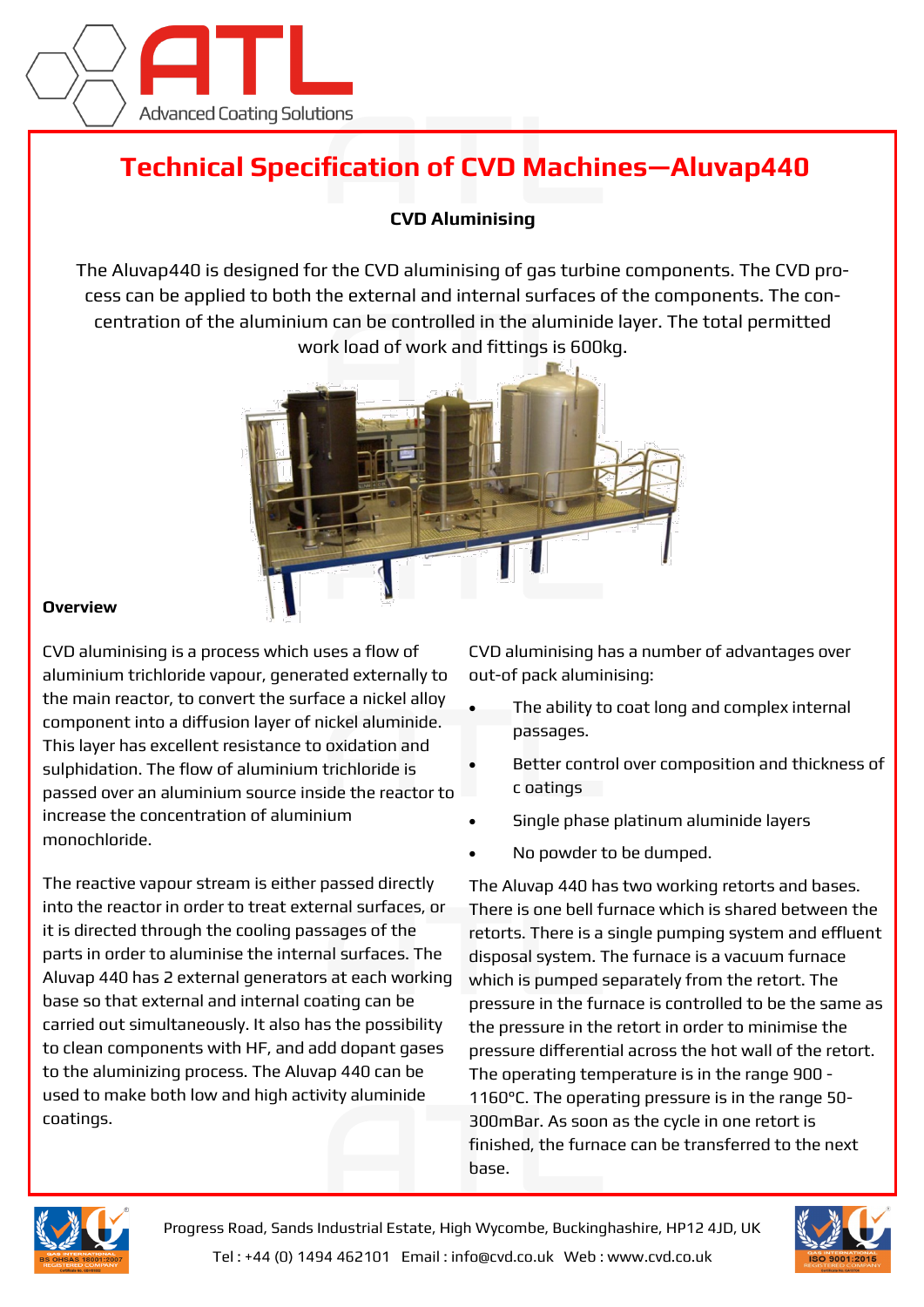# Technical Specification of CVD Machines—Aluvap440

**CVD Aluminising**

The Aluvap440 is designed for the CVD aluminising of gas turbine components. The CVD process can be applied to both the external and internal surfaces of the components. The concentration of the aluminium can be controlled in the aluminide layer. The total permitted work load of work and fittings is 600kg.

## Overview

CVD aluminising is a process which uses a flow of aluminium trichloride vapour, generated externally to the main reactor, to convert the surface a nickel alloy component into a diffusion layer of nickel aluminide. This layer has excellent resistance to oxidation and sulphidation. The flow of aluminium trichloride is passed over an aluminium source inside the reactor to increase the concentration of aluminium monochloride.

The reactive vapour stream is either passed directly into the reactor in order to treat external surfaces, or it is directed through the cooling passages of the parts in order to aluminise the internal surfaces. The Aluvap 440 has 2 external generators at each working base so that external and internal coating can be carried out simultaneously. It also has the possibility to clean components with HF, and add dopant gases to the aluminizing process. The Aluvap 440 can be used to make both low and high activity aluminide coatings.

CVD aluminising has a number of advantages over out-of pack aluminising:

- The ability to coat long and complex internal passages.
- Better control over composition and thickness of c oatings
- Single phase platinum aluminide layers
- No powder to be dumped.

The Aluvap 440 has two working retorts and bases. There is one bell furnace which is shared between the retorts. There is a single pumping system and effluent disposal system. The furnace is a vacuum furnace which is pumped separately from the retort. The pressure in the furnace is controlled to be the same as the pressure in the retort in order to minimise the pressure differential across the hot wall of the retort. The operating temperature is in the range 900 - 1160°C. The operating pressure is in the range 50-300mBar. As soon as the cycle in one retort is finished, the furnace can be transferred to the next base.

Progress Road, Sands Industrial Estate, High Wycombe, Buckinghashire, HP12 4JD, UK

Tel : +44 (0) 1494 462101 Email : info@cvd.co.uk Web : www.cvd.co.uk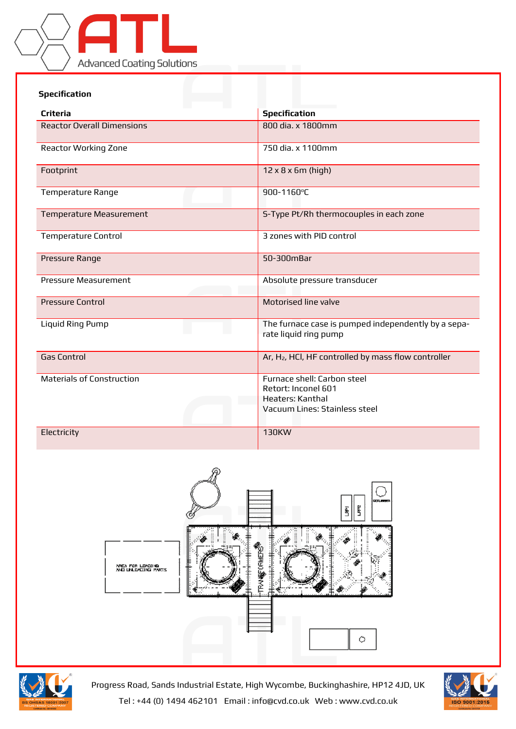## Specification

| Criteria | Specification |
| --- | --- |
| Reactor Overall Dimensions | 800 dia. x 1800mm |
| Reactor Working Zone | 750 dia. x 1100mm |
| Footprint | 12 x 8 x 6m (high) |
| Temperature Range | 900-1160°C |
| Temperature Measurement | S-Type Pt/Rh thermocouples in each zone |
| Temperature Control | 3 zones with PID control |
| Pressure Range | 50-300mBar |
| Pressure Measurement | Absolute pressure transducer |
| Pressure Control | Motorised line valve |
| Liquid Ring Pump | The furnace case is pumped independently by a separate liquid ring pump |
| Gas Control | Ar, $H_2$, HCl, HF controlled by mass flow controller |
| Materials of Construction | Furnace shell: Carbon steel<br>Retort: Inconel 601<br>Heaters: Kanthal<br>Vacuum Lines: Stainless steel |
| Electricity | 130KW |

AREA FOR LOADING AND UNLOADING PARTS

TRANSFORMERS

LRP1

LRP2

SCRUBBER